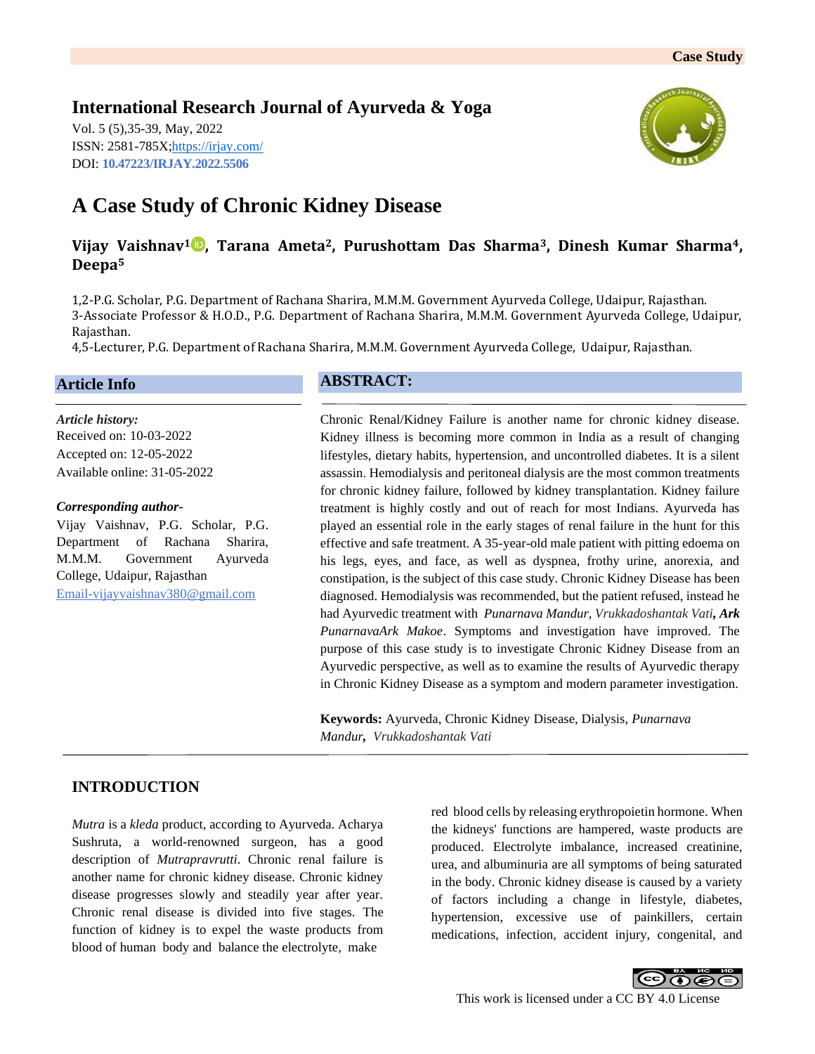Case Study

**International Research Journal of Ayurveda & Yoga**

Vol. 5 (5),35-39, May, 2022
ISSN: 2581-785X;https://irjay.com/
DOI: **10.47223/IRJAY.2022.5506**

# A Case Study of Chronic Kidney Disease

**Vijay Vaishnav[1], Tarana Ameta[2], Purushottam Das Sharma[3], Dinesh Kumar Sharma[4], Deepa[5]**

1,2-P.G. Scholar, P.G. Department of Rachana Sharira, M.M.M. Government Ayurveda College, Udaipur, Rajasthan.
3-Associate Professor & H.O.D., P.G. Department of Rachana Sharira, M.M.M. Government Ayurveda College, Udaipur, Rajasthan.
4,5-Lecturer, P.G. Department of Rachana Sharira, M.M.M. Government Ayurveda College, Udaipur, Rajasthan.

## Article Info

***Article history:***
Received on: 10-03-2022
Accepted on: 12-05-2022
Available online: 31-05-2022

***Corresponding author-***
Vijay Vaishnav, P.G. Scholar, P.G. Department of Rachana Sharira, M.M.M. Government Ayurveda College, Udaipur, Rajasthan
Email-vijayvaishnav380@gmail.com

## ABSTRACT:

Chronic Renal/Kidney Failure is another name for chronic kidney disease. Kidney illness is becoming more common in India as a result of changing lifestyles, dietary habits, hypertension, and uncontrolled diabetes. It is a silent assassin. Hemodialysis and peritoneal dialysis are the most common treatments for chronic kidney failure, followed by kidney transplantation. Kidney failure treatment is highly costly and out of reach for most Indians. Ayurveda has played an essential role in the early stages of renal failure in the hunt for this effective and safe treatment. A 35-year-old male patient with pitting edoema on his legs, eyes, and face, as well as dyspnea, frothy urine, anorexia, and constipation, is the subject of this case study. Chronic Kidney Disease has been diagnosed. Hemodialysis was recommended, but the patient refused, instead he had Ayurvedic treatment with *Punarnava Mandur*, *Vrukkadoshantak Vati****, Ark*** *PunarnavaArk Makoe*. Symptoms and investigation have improved. The purpose of this case study is to investigate Chronic Kidney Disease from an Ayurvedic perspective, as well as to examine the results of Ayurvedic therapy in Chronic Kidney Disease as a symptom and modern parameter investigation.

**Keywords:** Ayurveda, Chronic Kidney Disease, Dialysis, *Punarnava Mandur****,*** *Vrukkadoshantak Vati*

## INTRODUCTION

*Mutra* is a *kleda* product, according to Ayurveda. Acharya Sushruta, a world-renowned surgeon, has a good description of *Mutrapravrutti*. Chronic renal failure is another name for chronic kidney disease. Chronic kidney disease progresses slowly and steadily year after year. Chronic renal disease is divided into five stages. The function of kidney is to expel the waste products from blood of human body and balance the electrolyte, make red blood cells by releasing erythropoietin hormone. When the kidneys' functions are hampered, waste products are produced. Electrolyte imbalance, increased creatinine, urea, and albuminuria are all symptoms of being saturated in the body. Chronic kidney disease is caused by a variety of factors including a change in lifestyle, diabetes, hypertension, excessive use of painkillers, certain medications, infection, accident injury, congenital, and

This work is licensed under a CC BY 4.0 License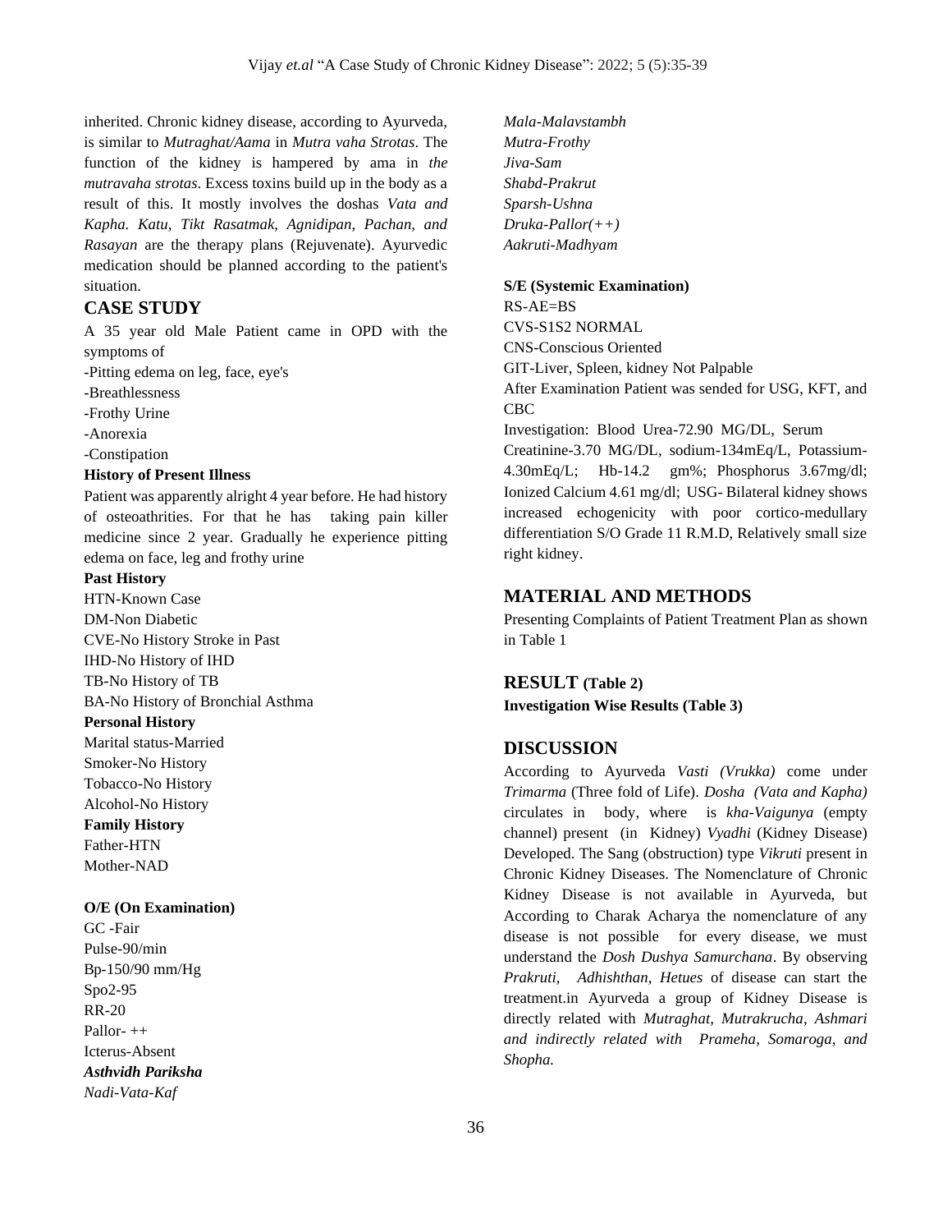inherited. Chronic kidney disease, according to Ayurveda, is similar to *Mutraghat/Aama* in *Mutra vaha Strotas*. The function of the kidney is hampered by ama in *the mutravaha strotas*. Excess toxins build up in the body as a result of this. It mostly involves the doshas *Vata and Kapha. Katu, Tikt Rasatmak, Agnidipan, Pachan, and Rasayan* are the therapy plans (Rejuvenate). Ayurvedic medication should be planned according to the patient's situation.

## CASE STUDY

A 35 year old Male Patient came in OPD with the symptoms of

-Pitting edema on leg, face, eye's

-Breathlessness

-Frothy Urine

-Anorexia

-Constipation

**History of Present Illness**

Patient was apparently alright 4 year before. He had history of osteoathritries. For that he has taking pain killer medicine since 2 year. Gradually he experience pitting edema on face, leg and frothy urine

**Past History**

HTN-Known Case

DM-Non Diabetic

CVE-No History Stroke in Past

IHD-No History of IHD

TB-No History of TB

BA-No History of Bronchial Asthma

**Personal History**

Marital status-Married

Smoker-No History

Tobacco-No History

Alcohol-No History

**Family History**

Father-HTN

Mother-NAD

**O/E (On Examination)**

GC -Fair

Pulse-90/min

Bp-150/90 mm/Hg

Spo2-95

RR-20

Pallor- ++

Icterus-Absent

***Asthvidh Pariksha***

*Nadi-Vata-Kaf*

*Mala-Malavstambh*

*Mutra-Frothy*

*Jiva-Sam*

*Shabd-Prakrut*

*Sparsh-Ushna*

*Druka-Pallor(++)*

*Aakruti-Madhyam*

**S/E (Systemic Examination)**

RS-AE=BS

CVS-S1S2 NORMAL

CNS-Conscious Oriented

GIT-Liver, Spleen, kidney Not Palpable

After Examination Patient was sended for USG, KFT, and CBC

Investigation: Blood Urea-72.90 MG/DL, Serum Creatinine-3.70 MG/DL, sodium-134mEq/L, Potassium-4.30mEq/L; Hb-14.2 gm%; Phosphorus 3.67mg/dl; Ionized Calcium 4.61 mg/dl; USG- Bilateral kidney shows increased echogenicity with poor cortico-medullary differentiation S/O Grade 11 R.M.D, Relatively small size right kidney.

## MATERIAL AND METHODS

Presenting Complaints of Patient Treatment Plan as shown in Table 1

## RESULT (Table 2)

**Investigation Wise Results (Table 3)**

## DISCUSSION

According to Ayurveda *Vasti (Vrukka)* come under *Trimarma* (Three fold of Life). *Dosha (Vata and Kapha)* circulates in body, where is *kha-Vaigunya* (empty channel) present (in Kidney) *Vyadhi* (Kidney Disease) Developed. The Sang (obstruction) type *Vikruti* present in Chronic Kidney Diseases. The Nomenclature of Chronic Kidney Disease is not available in Ayurveda, but According to Charak Acharya the nomenclature of any disease is not possible for every disease, we must understand the *Dosh Dushya Samurchana*. By observing *Prakruti, Adhishthan, Hetues* of disease can start the treatment.in Ayurveda a group of Kidney Disease is directly related with *Mutraghat, Mutrakrucha, Ashmari and indirectly related with Prameha, Somaroga, and Shopha.*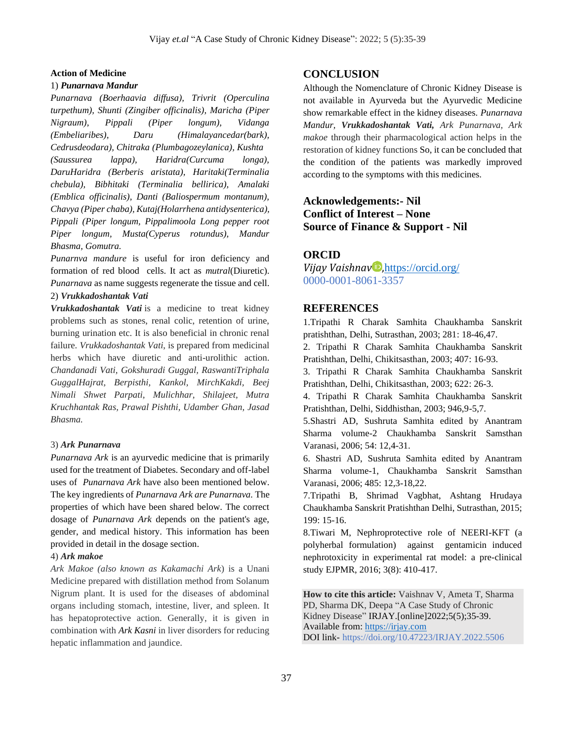**Action of Medicine**

1) ***Punarnava Mandur***

*Punarnava (Boerhaavia diffusa), Trivrit (Operculina turpethum), Shunti (Zingiber officinalis), Maricha (Piper Nigraum), Pippali (Piper longum), Vidanga (Embeliaribes), Daru (Himalayancedar(bark), Cedrusdeodara), Chitraka (Plumbagozeylanica), Kushta (Saussurea lappa), Haridra(Curcuma longa), DaruHaridra (Berberis aristata), Haritaki(Terminalia chebula), Bibhitaki (Terminalia bellirica), Amalaki (Emblica officinalis), Danti (Baliospermum montanum), Chavya (Piper chaba), Kutaj(Holarrhena antidysenterica), Pippali (Piper longum, Pippalimoola Long pepper root Piper longum, Musta(Cyperus rotundus), Mandur Bhasma, Gomutra.*

*Punarnva mandure* is useful for iron deficiency and formation of red blood cells. It act as *mutral*(Diuretic). *Punarnava* as name suggests regenerate the tissue and cell.

2) ***Vrukkadoshantak Vati***

***Vrukkadoshantak Vati*** is a medicine to treat kidney problems such as stones, renal colic, retention of urine, burning urination etc. It is also beneficial in chronic renal failure. *Vrukkadoshantak Vati*, is prepared from medicinal herbs which have diuretic and anti-urolithic action. *Chandanadi Vati, Gokshuradi Guggal, RaswantiTriphala GuggalHajrat, Berpisthi, Kankol, MirchKakdi, Beej Nimali Shwet Parpati, Mulichhar, Shilajeet, Mutra Kruchhantak Ras, Prawal Pishthi, Udamber Ghan, Jasad Bhasma.*

3) ***Ark Punarnava***

*Punarnava Ark* is an ayurvedic medicine that is primarily used for the treatment of Diabetes. Secondary and off-label uses of *Punarnava Ark* have also been mentioned below. The key ingredients of *Punarnava Ark are Punarnava*. The properties of which have been shared below. The correct dosage of *Punarnava Ark* depends on the patient's age, gender, and medical history. This information has been provided in detail in the dosage section.

4) ***Ark makoe***

*Ark Makoe (also known as Kakamachi Ark*) is a Unani Medicine prepared with distillation method from Solanum Nigrum plant. It is used for the diseases of abdominal organs including stomach, intestine, liver, and spleen. It has hepatoprotective action. Generally, it is given in combination with *Ark Kasni* in liver disorders for reducing hepatic inflammation and jaundice.

## CONCLUSION

Although the Nomenclature of Chronic Kidney Disease is not available in Ayurveda but the Ayurvedic Medicine show remarkable effect in the kidney diseases. *Punarnava Mandur,* ***Vrukkadoshantak Vati,*** *Ark Punarnava, Ark makoe* through their pharmacological action helps in the restoration of kidney functions So, it can be concluded that the condition of the patients was markedly improved according to the symptoms with this medicines.

**Acknowledgements:- Nil**
**Conflict of Interest – None**
**Source of Finance & Support - Nil**

## ORCID

*Vijay Vaishnav*, https://orcid.org/0000-0001-8061-3357

## REFERENCES

1.Tripathi R Charak Samhita Chaukhamba Sanskrit pratishthan, Delhi, Sutrasthan, 2003; 281: 18-46,47.

2. Tripathi R Charak Samhita Chaukhamba Sanskrit Pratishthan, Delhi, Chikitsasthan, 2003; 407: 16-93.

3. Tripathi R Charak Samhita Chaukhamba Sanskrit Pratishthan, Delhi, Chikitsasthan, 2003; 622: 26-3.

4. Tripathi R Charak Samhita Chaukhamba Sanskrit Pratishthan, Delhi, Siddhisthan, 2003; 946,9-5,7.

5.Shastri AD, Sushruta Samhita edited by Anantram Sharma volume-2 Chaukhamba Sanskrit Samsthan Varanasi, 2006; 54: 12,4-31.

6. Shastri AD, Sushruta Samhita edited by Anantram Sharma volume-1, Chaukhamba Sanskrit Samsthan Varanasi, 2006; 485: 12,3-18,22.

7.Tripathi B, Shrimad Vagbhat, Ashtang Hrudaya Chaukhamba Sanskrit Pratishthan Delhi, Sutrasthan, 2015; 199: 15-16.

8.Tiwari M, Nephroprotective role of NEERI-KFT (a polyherbal formulation) against gentamicin induced nephrotoxicity in experimental rat model: a pre-clinical study EJPMR, 2016; 3(8): 410-417.

**How to cite this article:** Vaishnav V, Ameta T, Sharma PD, Sharma DK, Deepa "A Case Study of Chronic Kidney Disease" IRJAY.[online]2022;5(5);35-39.
Available from: https://irjay.com
DOI link- https://doi.org/10.47223/IRJAY.2022.5506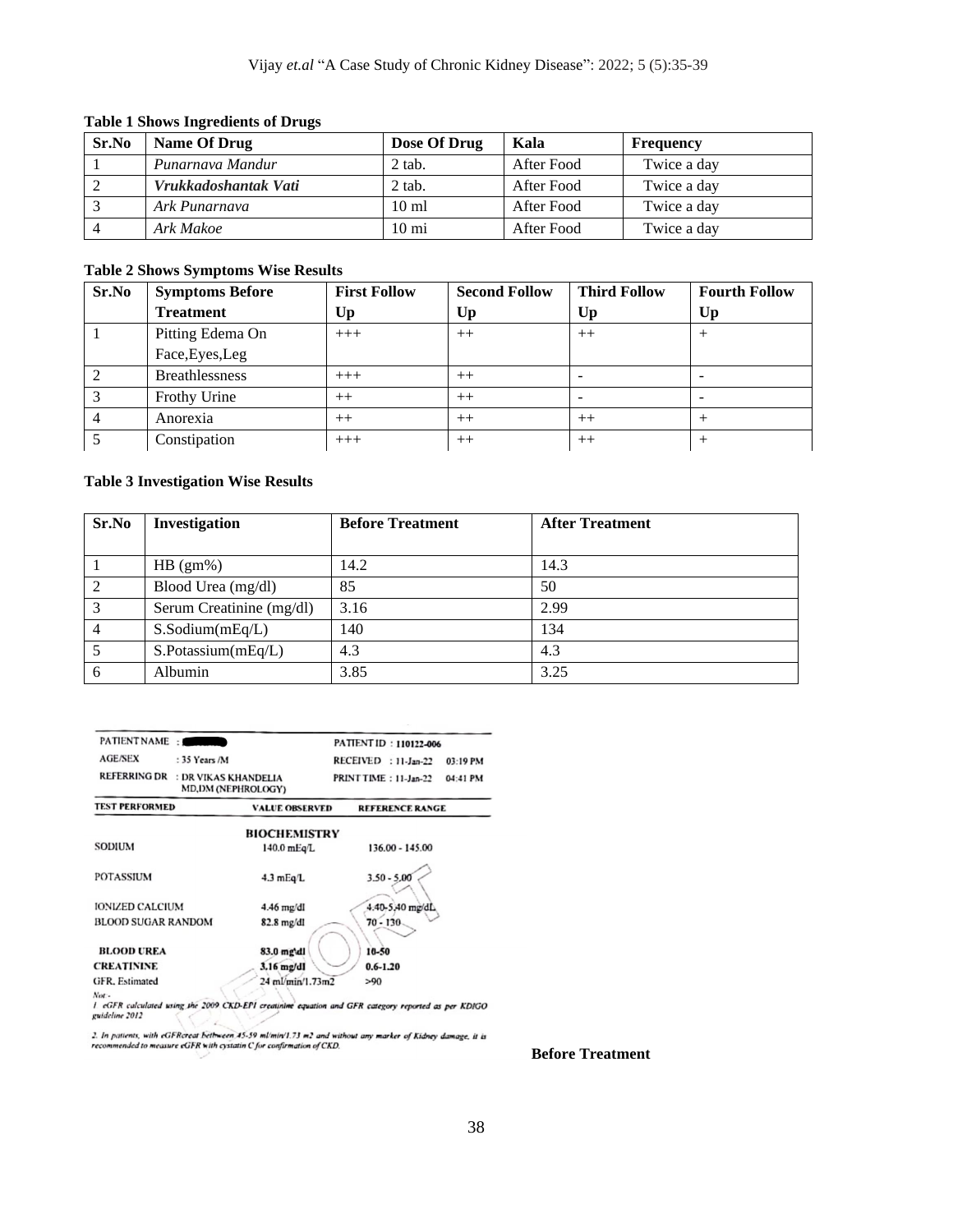**Table 1 Shows Ingredients of Drugs**

| Sr.No | Name Of Drug | Dose Of Drug | Kala | Frequency |
|---|---|---|---|---|
| 1 | *Punarnava Mandur* | 2 tab. | After Food | Twice a day |
| 2 | ***Vrukkadoshantak Vati*** | 2 tab. | After Food | Twice a day |
| 3 | *Ark Punarnava* | 10 ml | After Food | Twice a day |
| 4 | *Ark Makoe* | 10 mi | After Food | Twice a day |

**Table 2 Shows Symptoms Wise Results**

| Sr.No | Symptoms Before Treatment | First Follow Up | Second Follow Up | Third Follow Up | Fourth Follow Up |
|---|---|---|---|---|---|
| 1 | Pitting Edema On Face,Eyes,Leg | +++ | ++ | ++ | + |
| 2 | Breathlessness | +++ | ++ | - | - |
| 3 | Frothy Urine | ++ | ++ | - | - |
| 4 | Anorexia | ++ | ++ | ++ | + |
| 5 | Constipation | +++ | ++ | ++ | + |

**Table 3 Investigation Wise Results**

| Sr.No | Investigation | Before Treatment | After Treatment |
|---|---|---|---|
| 1 | HB (gm%) | 14.2 | 14.3 |
| 2 | Blood Urea (mg/dl) | 85 | 50 |
| 3 | Serum Creatinine (mg/dl) | 3.16 | 2.99 |
| 4 | S.Sodium(mEq/L) | 140 | 134 |
| 5 | S.Potassium(mEq/L) | 4.3 | 4.3 |
| 6 | Albumin | 3.85 | 3.25 |

PATIENT NAME :
PATIENT ID : 110122-006
AGE/SEX : 35 Years /M
RECEIVED : 11-Jan-22 03:19 PM
REFERRING DR : DR VIKAS KHANDELIA MD,DM (NEPHROLOGY)
PRINT TIME : 11-Jan-22 04:41 PM

| TEST PERFORMED | VALUE OBSERVED | REFERENCE RANGE |
|---|---|---|
| | **BIOCHEMISTRY** | |
| SODIUM | 140.0 mEq/L | 136.00 - 145.00 |
| POTASSIUM | 4.3 mEq/L | 3.50 - 5.00 |
| IONIZED CALCIUM | 4.46 mg/dl | 4.40-5.40 mg/dL |
| BLOOD SUGAR RANDOM | 82.8 mg/dl | 70 - 130 |
| **BLOOD UREA** | **83.0 mg/dl** | **10-50** |
| **CREATININE** | **3.16 mg/dl** | **0.6-1.20** |
| GFR, Estimated | 24 ml/min/1.73m2 | >90 |

Not -
1 eGFR calculated using the 2009 CKD-EPI creatinine equation and GFR category reported as per KDIGO guideline 2012

2. In patients, with eGFRcreat between 45-59 ml/min/1.73 m2 and without any marker of Kidney damage, it is recommended to measure eGFR with cystatin C for confirmation of CKD.

**Before Treatment**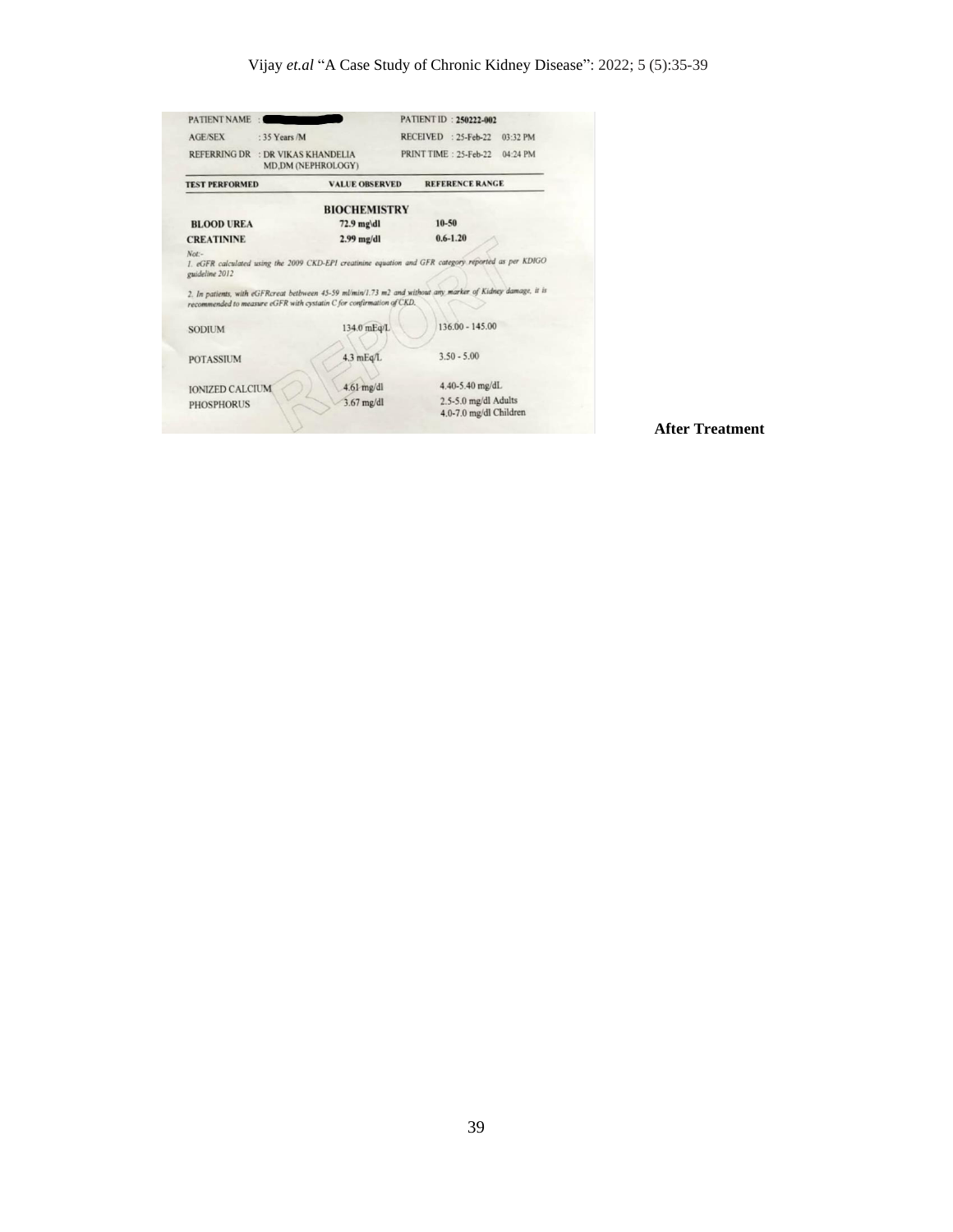| | | | |
|---|---|---|---|
| PATIENT NAME | : | PATIENT ID : 250222-002 | |
| AGE/SEX | : 35 Years /M | RECEIVED : 25-Feb-22 03:32 PM | |
| REFERRING DR | : DR VIKAS KHANDELIA MD,DM (NEPHROLOGY) | PRINT TIME : 25-Feb-22 04:24 PM | |

| TEST PERFORMED | VALUE OBSERVED | REFERENCE RANGE |
|---|---|---|
| | **BIOCHEMISTRY** | |
| **BLOOD UREA** | **72.9 mg\dl** | **10-50** |
| **CREATININE** | **2.99 mg/dl** | **0.6-1.20** |

*Not:-*

*1. eGFR calculated using the 2009 CKD-EPI creatinine equation and GFR category reported as per KDIGO guideline 2012*

*2. In patients, with eGFRcreat betbween 45-59 ml/min/1.73 m2 and without any marker of Kidney damage, it is recommended to measure eGFR with cystatin C for confirmation of CKD.*

| | | |
|---|---|---|
| SODIUM | 134.0 mEq/L | 136.00 - 145.00 |
| POTASSIUM | 4.3 mEq/L | 3.50 - 5.00 |
| IONIZED CALCIUM | 4.61 mg/dl | 4.40-5.40 mg/dL |
| PHOSPHORUS | 3.67 mg/dl | 2.5-5.0 mg/dl Adults 4.0-7.0 mg/dl Children |

**After Treatment**